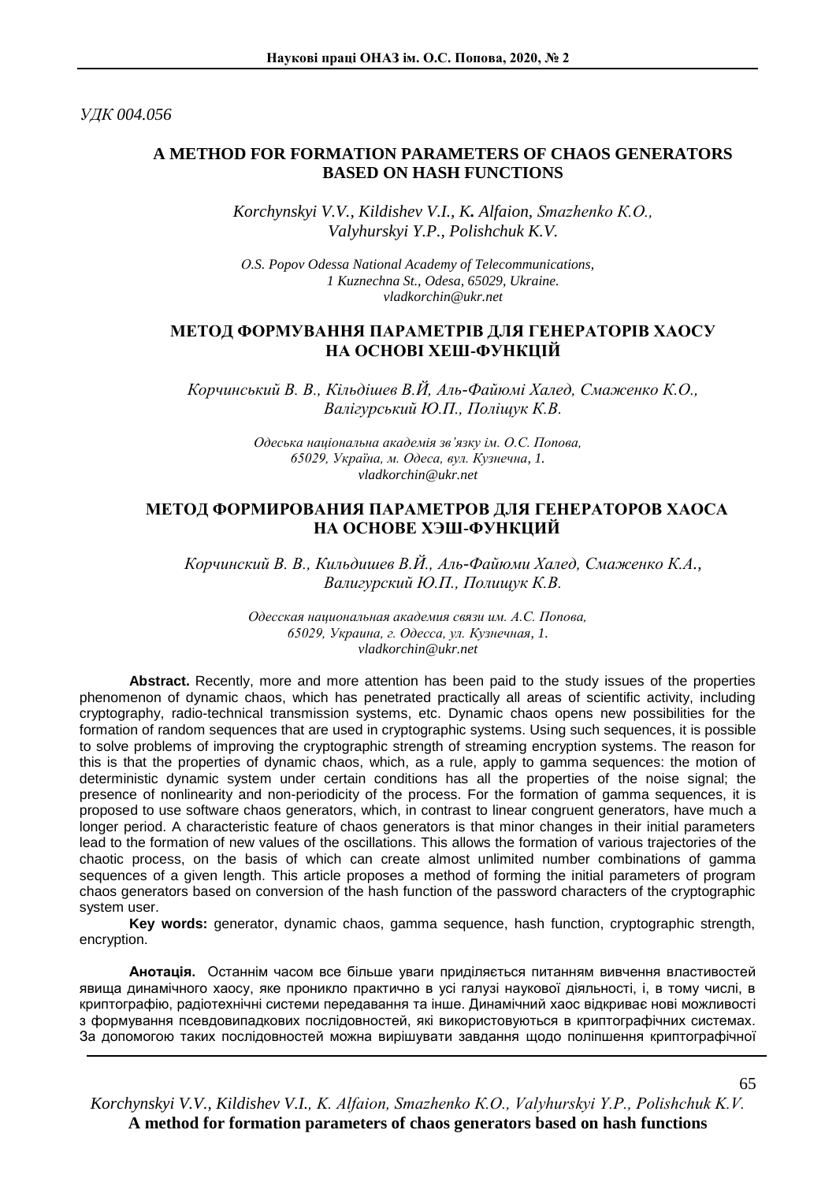*УДК 004.056*

# A METHOD FOR FORMATION PARAMETERS OF CHAOS GENERATORS BASED ON HASH FUNCTIONS

*Korchynskyi V.V., Kildishev V.I., K. Alfaion, Smazhenko K.O., Valyhurskyi Y.P., Polishchuk K.V.*

*O.S. Popov Odessa National Academy of Telecommunications, 1 Kuznechna St., Odesa, 65029, Ukraine. vladkorchin@ukr.net*

# МЕТОД ФОРМУВАННЯ ПАРАМЕТРІВ ДЛЯ ГЕНЕРАТОРІВ ХАОСУ НА ОСНОВІ ХЕШ-ФУНКЦІЙ

*Корчинський В. В., Кільдішев В.Й, Аль-Файюмі Халед, Смаженко К.О., Валігурський Ю.П., Поліщук К.В.*

*Одеська національна академія зв'язку ім. О.С. Попова, 65029, Україна, м. Одеса, вул. Кузнечна, 1. vladkorchin@ukr.net*

# МЕТОД ФОРМИРОВАНИЯ ПАРАМЕТРОВ ДЛЯ ГЕНЕРАТОРОВ ХАОСА НА ОСНОВЕ ХЭШ-ФУНКЦИЙ

*Корчинский В. В., Кильдишев В.Й., Аль-Файюми Халед, Смаженко К.А., Валигурский Ю.П., Полищук К.В.*

*Одесская национальная академия связи им. А.С. Попова, 65029, Украина, г. Одесса, ул. Кузнечная, 1. vladkorchin@ukr.net*

**Abstract.** Recently, more and more attention has been paid to the study issues of the properties phenomenon of dynamic chaos, which has penetrated practically all areas of scientific activity, including cryptography, radio-technical transmission systems, etc. Dynamic chaos opens new possibilities for the formation of random sequences that are used in cryptographic systems. Using such sequences, it is possible to solve problems of improving the cryptographic strength of streaming encryption systems. The reason for this is that the properties of dynamic chaos, which, as a rule, apply to gamma sequences: the motion of deterministic dynamic system under certain conditions has all the properties of the noise signal; the presence of nonlinearity and non-periodicity of the process. For the formation of gamma sequences, it is proposed to use software chaos generators, which, in contrast to linear congruent generators, have much a longer period. A characteristic feature of chaos generators is that minor changes in their initial parameters lead to the formation of new values of the oscillations. This allows the formation of various trajectories of the chaotic process, on the basis of which can create almost unlimited number combinations of gamma sequences of a given length. This article proposes a method of forming the initial parameters of program chaos generators based on conversion of the hash function of the password characters of the cryptographic system user.

**Key words:** generator, dynamic chaos, gamma sequence, hash function, cryptographic strength, encryption.

**Анотація.** Останнім часом все більше уваги приділяється питанням вивчення властивостей явища динамічного хаосу, яке проникло практично в усі галузі наукової діяльності, і, в тому числі, в криптографію, радіотехнічні системи передавання та інше. Динамічний хаос відкриває нові можливості з формування псевдовипадкових послідовностей, які використовуються в криптографічних системах. За допомогою таких послідовностей можна вирішувати завдання щодо поліпшення криптографічної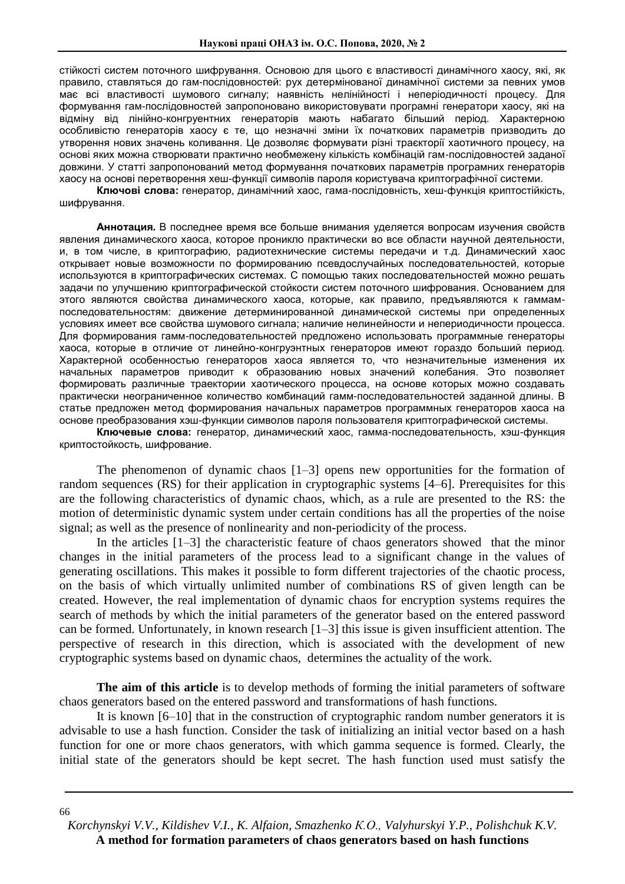стійкості систем поточного шифрування. Основою для цього є властивості динамічного хаосу, які, як правило, ставляться до гам-послідовностей: рух детермінованої динамічної системи за певних умов має всі властивості шумового сигналу; наявність нелінійності і неперіодичності процесу. Для формування гам-послідовностей запропоновано використовувати програмні генератори хаосу, які на відміну від лінійно-конгруентних генераторів мають набагато більший період. Характерною особливістю генераторів хаосу є те, що незначні зміни їх початкових параметрів призводить до утворення нових значень коливання. Це дозволяє формувати різні траєкторії хаотичного процесу, на основі яких можна створювати практично необмежену кількість комбінацій гам-послідовностей заданої довжини. У статті запропонований метод формування початкових параметрів програмних генераторів хаосу на основі перетворення хеш-функції символів пароля користувача криптографічної системи.

**Ключові слова:** генератор, динамічний хаос, гама-послідовність, хеш-функція криптостійкість, шифрування.

**Аннотация.** В последнее время все больше внимания уделяется вопросам изучения свойств явления динамического хаоса, которое проникло практически во все области научной деятельности, и, в том числе, в криптографию, радиотехнические системы передачи и т.д. Динамический хаос открывает новые возможности по формированию псевдослучайных последовательностей, которые используются в криптографических системах. С помощью таких последовательностей можно решать задачи по улучшению криптографической стойкости систем поточного шифрования. Основанием для этого являются свойства динамического хаоса, которые, как правило, предъявляются к гаммам-последовательностям: движение детерминированной динамической системы при определенных условиях имеет все свойства шумового сигнала; наличие нелинейности и непериодичности процесса. Для формирования гамм-последовательностей предложено использовать программные генераторы хаоса, которые в отличие от линейно-конгруэнтных генераторов имеют гораздо больший период. Характерной особенностью генераторов хаоса является то, что незначительные изменения их начальных параметров приводит к образованию новых значений колебания. Это позволяет формировать различные траектории хаотического процесса, на основе которых можно создавать практически неограниченное количество комбинаций гамм-последовательностей заданной длины. В статье предложен метод формирования начальных параметров программных генераторов хаоса на основе преобразования хэш-функции символов пароля пользователя криптографической системы.

**Ключевые слова:** генератор, динамический хаос, гамма-последовательность, хэш-функция криптостойкость, шифрование.

The phenomenon of dynamic chaos [1–3] opens new opportunities for the formation of random sequences (RS) for their application in cryptographic systems [4–6]. Prerequisites for this are the following characteristics of dynamic chaos, which, as a rule are presented to the RS: the motion of deterministic dynamic system under certain conditions has all the properties of the noise signal; as well as the presence of nonlinearity and non-periodicity of the process.

In the articles [1–3] the characteristic feature of chaos generators showed that the minor changes in the initial parameters of the process lead to a significant change in the values of generating oscillations. This makes it possible to form different trajectories of the chaotic process, on the basis of which virtually unlimited number of combinations RS of given length can be created. However, the real implementation of dynamic chaos for encryption systems requires the search of methods by which the initial parameters of the generator based on the entered password can be formed. Unfortunately, in known research [1–3] this issue is given insufficient attention. The perspective of research in this direction, which is associated with the development of new cryptographic systems based on dynamic chaos, determines the actuality of the work.

**The aim of this article** is to develop methods of forming the initial parameters of software chaos generators based on the entered password and transformations of hash functions.

It is known [6–10] that in the construction of cryptographic random number generators it is advisable to use a hash function. Consider the task of initializing an initial vector based on a hash function for one or more chaos generators, with which gamma sequence is formed. Clearly, the initial state of the generators should be kept secret. The hash function used must satisfy the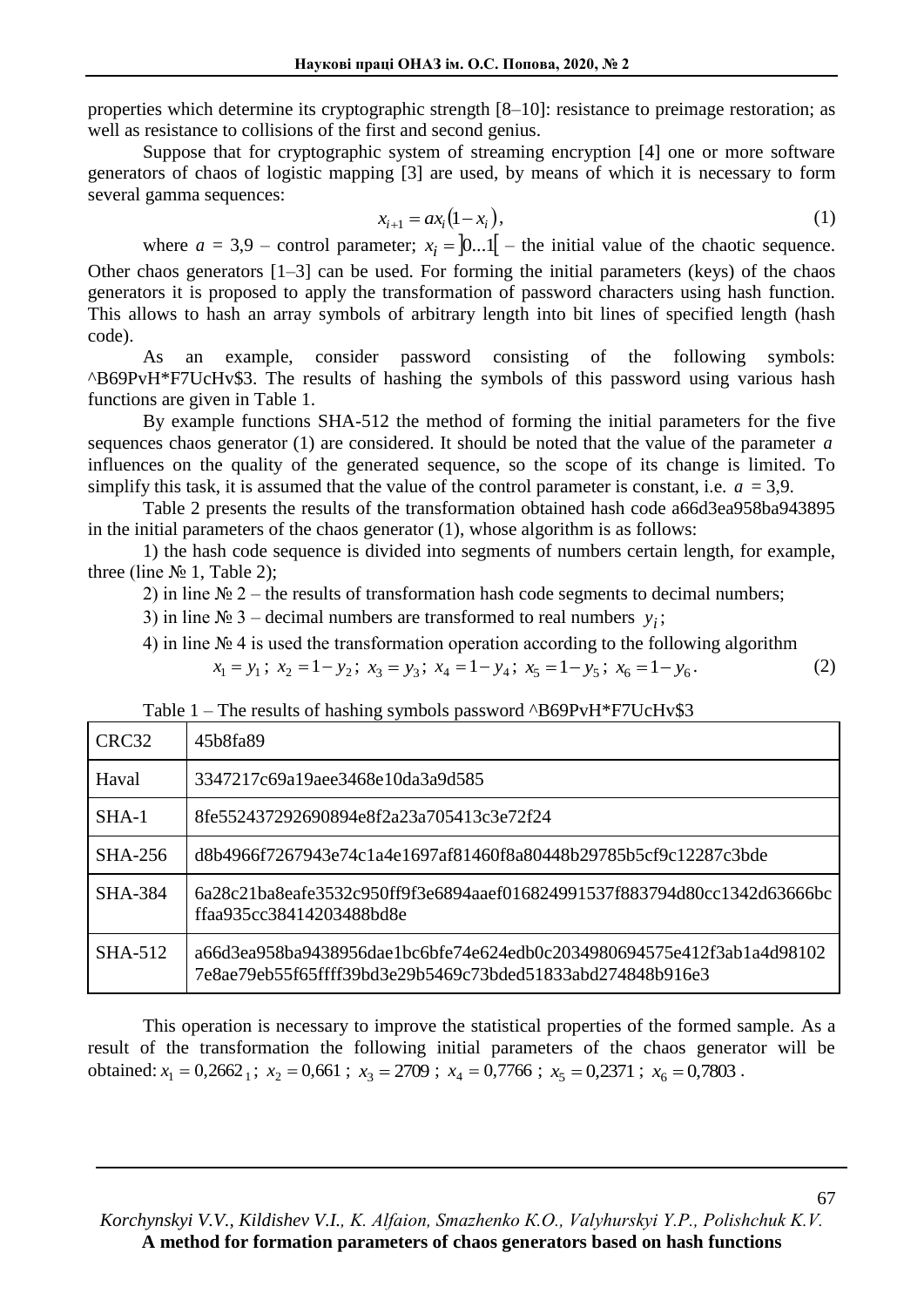properties which determine its cryptographic strength [8–10]: resistance to preimage restoration; as well as resistance to collisions of the first and second genius.

Suppose that for cryptographic system of streaming encryption [4] one or more software generators of chaos of logistic mapping [3] are used, by means of which it is necessary to form several gamma sequences:

$$x_{i+1} = ax_i(1 - x_i), \tag{1}$$

where $a$ = 3,9 – control parameter; $x_i = ]0...1[$ – the initial value of the chaotic sequence. Other chaos generators [1–3] can be used. For forming the initial parameters (keys) of the chaos generators it is proposed to apply the transformation of password characters using hash function. This allows to hash an array symbols of arbitrary length into bit lines of specified length (hash code).

As an example, consider password consisting of the following symbols: ^B69PvH*F7UcHv$3. The results of hashing the symbols of this password using various hash functions are given in Table 1.

By example functions SHA-512 the method of forming the initial parameters for the five sequences chaos generator (1) are considered. It should be noted that the value of the parameter $a$ influences on the quality of the generated sequence, so the scope of its change is limited. To simplify this task, it is assumed that the value of the control parameter is constant, i.e. $a$ = 3,9.

Table 2 presents the results of the transformation obtained hash code a66d3ea958ba943895 in the initial parameters of the chaos generator (1), whose algorithm is as follows:

1) the hash code sequence is divided into segments of numbers certain length, for example, three (line № 1, Table 2);

2) in line № 2 – the results of transformation hash code segments to decimal numbers;

3) in line № 3 – decimal numbers are transformed to real numbers $y_i$;

4) in line № 4 is used the transformation operation according to the following algorithm

$$x_1 = y_1;\ x_2 = 1 - y_2;\ x_3 = y_3;\ x_4 = 1 - y_4;\ x_5 = 1 - y_5;\ x_6 = 1 - y_6. \tag{2}$$

Table 1 – The results of hashing symbols password ^B69PvH*F7UcHv$3

| | |
|---|---|
| CRC32 | 45b8fa89 |
| Haval | 3347217c69a19aee3468e10da3a9d585 |
| SHA-1 | 8fe552437292690894e8f2a23a705413c3e72f24 |
| SHA-256 | d8b4966f7267943e74c1a4e1697af81460f8a80448b29785b5cf9c12287c3bde |
| SHA-384 | 6a28c21ba8eafe3532c950ff9f3e6894aaef016824991537f883794d80cc1342d63666bcffaa935cc38414203488bd8e |
| SHA-512 | a66d3ea958ba9438956dae1bc6bfe74e624edb0c2034980694575e412f3ab1a4d981027e8ae79eb55f65ffff39bd3e29b5469c73bded51833abd274848b916e3 |

This operation is necessary to improve the statistical properties of the formed sample. As a result of the transformation the following initial parameters of the chaos generator will be obtained: $x_1 = 0{,}2662_1$; $x_2 = 0{,}661$; $x_3 = 2709$; $x_4 = 0{,}7766$; $x_5 = 0{,}2371$; $x_6 = 0{,}7803$.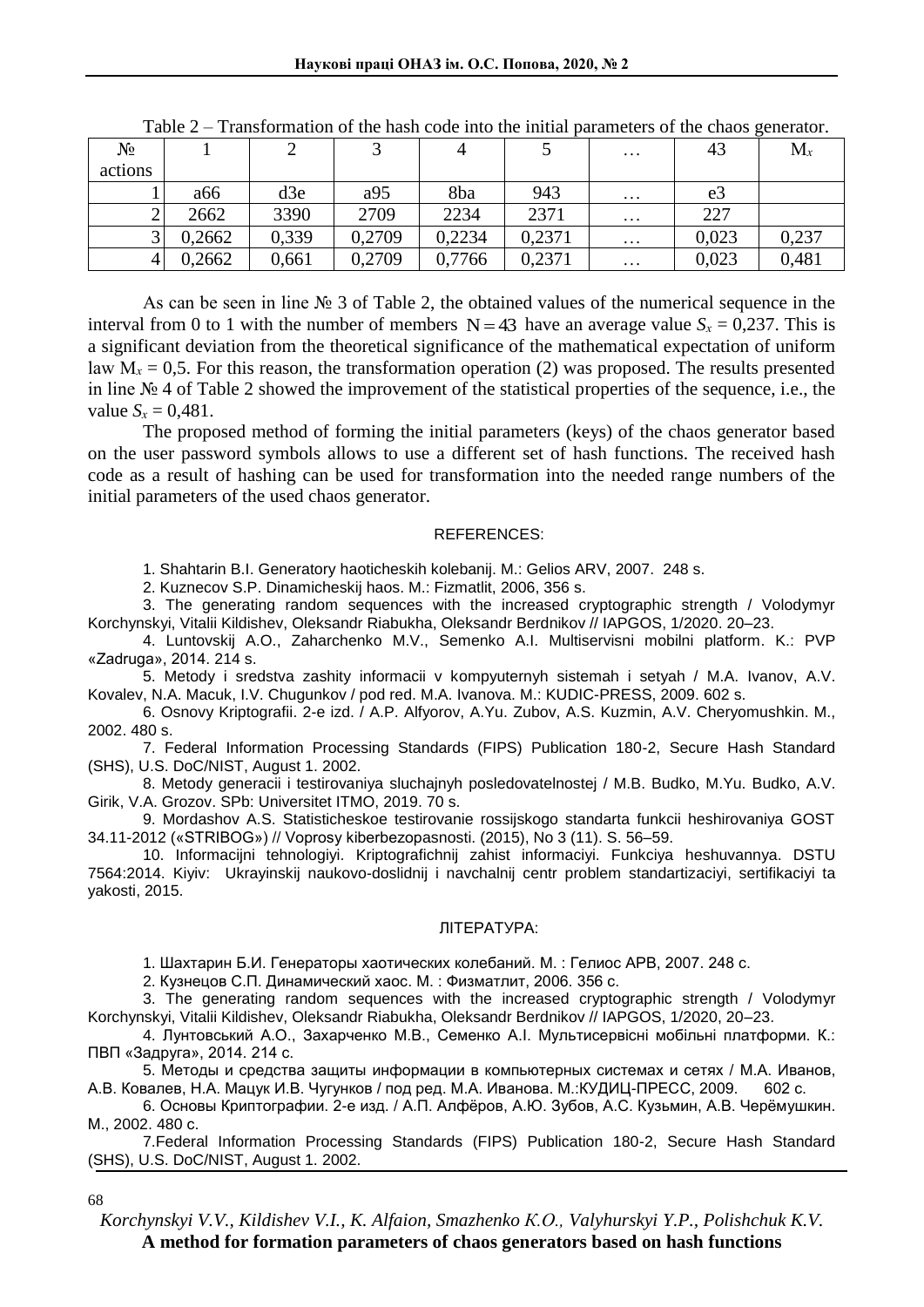Table 2 – Transformation of the hash code into the initial parameters of the chaos generator.

| № actions | 1 | 2 | 3 | 4 | 5 | … | 43 | $M_x$ |
|---|---|---|---|---|---|---|---|---|
| 1 | a66 | d3e | a95 | 8ba | 943 | … | e3 | |
| 2 | 2662 | 3390 | 2709 | 2234 | 2371 | … | 227 | |
| 3 | 0,2662 | 0,339 | 0,2709 | 0,2234 | 0,2371 | … | 0,023 | 0,237 |
| 4 | 0,2662 | 0,661 | 0,2709 | 0,7766 | 0,2371 | … | 0,023 | 0,481 |

As can be seen in line № 3 of Table 2, the obtained values of the numerical sequence in the interval from 0 to 1 with the number of members $N = 43$ have an average value $S_x = 0{,}237$. This is a significant deviation from the theoretical significance of the mathematical expectation of uniform law $M_x = 0{,}5$. For this reason, the transformation operation (2) was proposed. The results presented in line № 4 of Table 2 showed the improvement of the statistical properties of the sequence, i.e., the value $S_x = 0{,}481$.

The proposed method of forming the initial parameters (keys) of the chaos generator based on the user password symbols allows to use a different set of hash functions. The received hash code as a result of hashing can be used for transformation into the needed range numbers of the initial parameters of the used chaos generator.

## REFERENCES:

1. Shahtarin B.I. Generatory haoticheskih kolebanij. M.: Gelios ARV, 2007. 248 s.
2. Kuznecov S.P. Dinamicheskij haos. M.: Fizmatlit, 2006, 356 s.
3. The generating random sequences with the increased cryptographic strength / Volodymyr Korchynskyi, Vitalii Kildishev, Oleksandr Riabukha, Oleksandr Berdnikov // IAPGOS, 1/2020. 20–23.
4. Luntovskij A.O., Zaharchenko M.V., Semenko A.I. Multiservisni mobilni platform. K.: PVP «Zadruga», 2014. 214 s.
5. Metody i sredstva zashity informacii v kompyuternyh sistemah i setyah / M.A. Ivanov, A.V. Kovalev, N.A. Macuk, I.V. Chugunkov / pod red. M.A. Ivanova. M.: KUDIC-PRESS, 2009. 602 s.
6. Osnovy Kriptografii. 2-e izd. / A.P. Alfyorov, A.Yu. Zubov, A.S. Kuzmin, A.V. Cheryomushkin. M., 2002. 480 s.
7. Federal Information Processing Standards (FIPS) Publication 180-2, Secure Hash Standard (SHS), U.S. DoC/NIST, August 1. 2002.
8. Metody generacii i testirovaniya sluchajnyh posledovatelnostej / M.B. Budko, M.Yu. Budko, A.V. Girik, V.A. Grozov. SPb: Universitet ITMO, 2019. 70 s.
9. Mordashov A.S. Statisticheskoe testirovanie rossijskogo standarta funkcii heshirovaniya GOST 34.11-2012 («STRIBOG») // Voprosy kiberbezopasnosti. (2015), No 3 (11). S. 56–59.
10. Informacijni tehnologiyi. Kriptografichnij zahist informaciyi. Funkciya heshuvannya. DSTU 7564:2014. Kiyiv: Ukrayinskij naukovo-doslidnij i navchalnij centr problem standartizaciyi, sertifikaciyi ta yakosti, 2015.

## ЛІТЕРАТУРА:

1. Шахтарин Б.И. Генераторы хаотических колебаний. М. : Гелиос АРВ, 2007. 248 с.
2. Кузнецов С.П. Динамический хаос. М. : Физматлит, 2006. 356 с.
3. The generating random sequences with the increased cryptographic strength / Volodymyr Korchynskyi, Vitalii Kildishev, Oleksandr Riabukha, Oleksandr Berdnikov // IAPGOS, 1/2020, 20–23.
4. Лунтовський А.О., Захарченко М.В., Семенко А.І. Мультисервісні мобільні платформи. К.: ПВП «Задруга», 2014. 214 с.
5. Методы и средства защиты информации в компьютерных системах и сетях / М.А. Иванов, А.В. Ковалев, Н.А. Мацук И.В. Чугунков / под ред. М.А. Иванова. М.:КУДИЦ-ПРЕСС, 2009. 602 с.
6. Основы Криптографии. 2-е изд. / А.П. Алфёров, А.Ю. Зубов, А.С. Кузьмин, А.В. Черёмушкин. М., 2002. 480 с.
7. Federal Information Processing Standards (FIPS) Publication 180-2, Secure Hash Standard (SHS), U.S. DoC/NIST, August 1. 2002.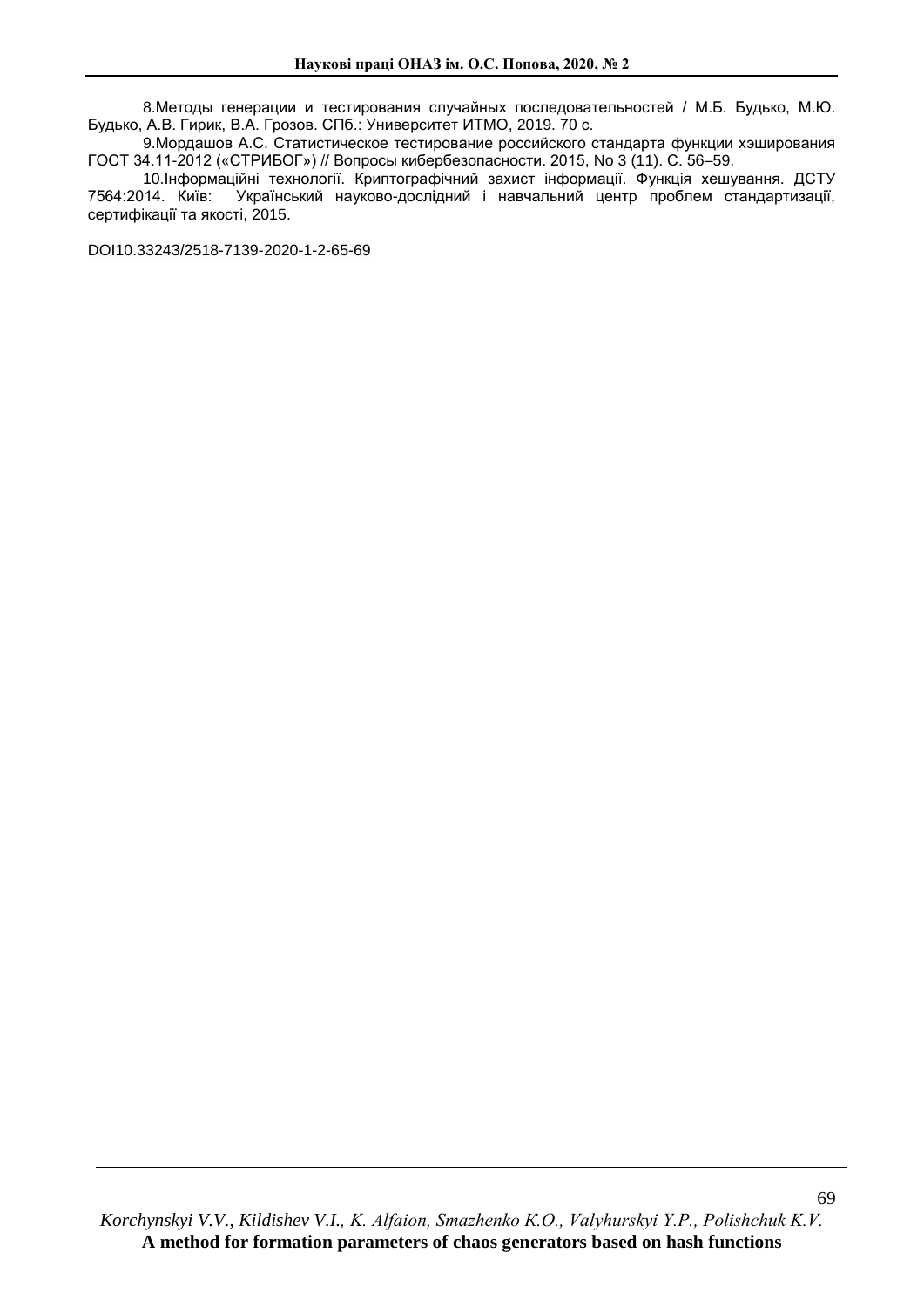8.Методы генерации и тестирования случайных последовательностей / М.Б. Будько, М.Ю. Будько, А.В. Гирик, В.А. Грозов. СПб.: Университет ИТМО, 2019. 70 с.

9.Мордашов А.С. Статистическое тестирование российского стандарта функции хэширования ГОСТ 34.11-2012 («СТРИБОГ») // Вопросы кибербезопасности. 2015, No 3 (11). С. 56–59.

10.Інформаційні технології. Криптографічний захист інформації. Функція хешування. ДСТУ 7564:2014. Київ: Український науково-дослідний і навчальний центр проблем стандартизації, сертифікації та якості, 2015.

DOI10.33243/2518-7139-2020-1-2-65-69